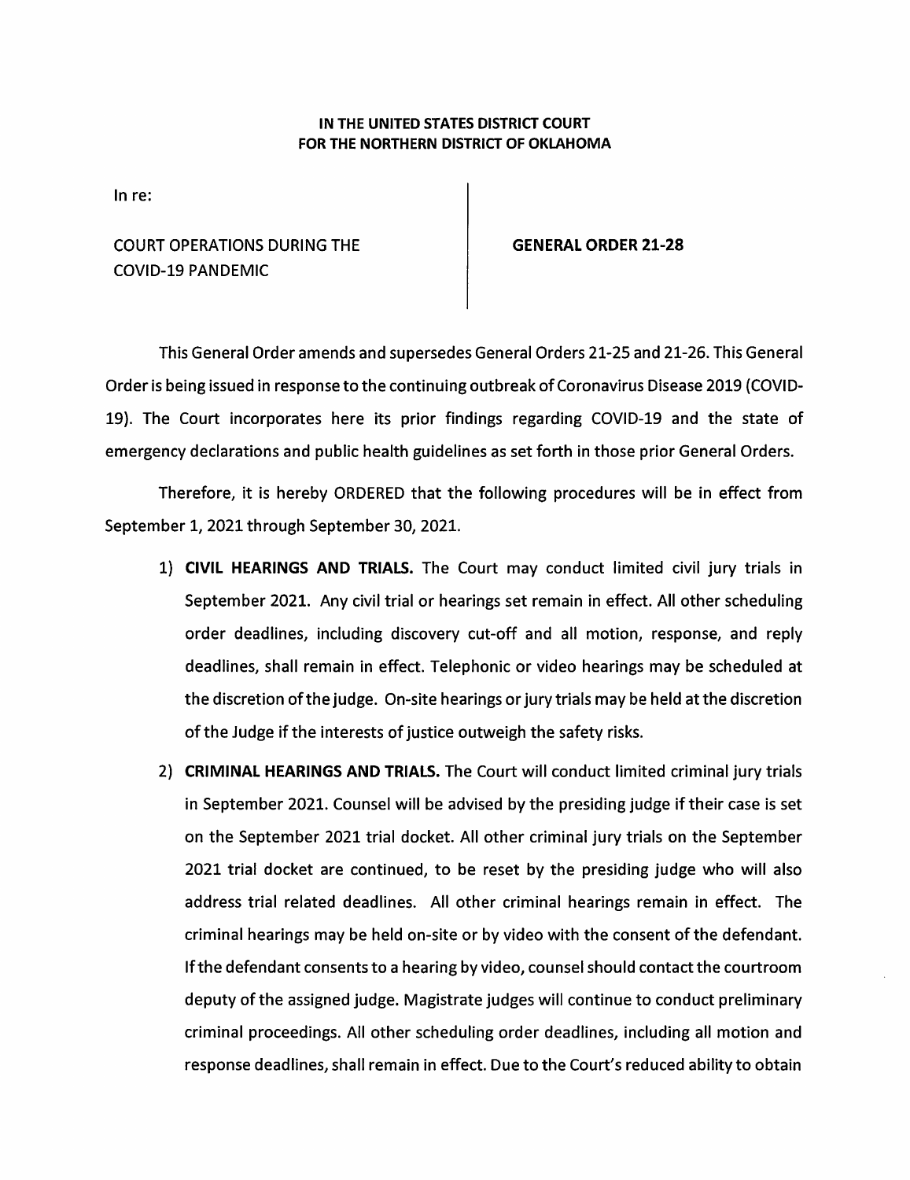**IN THE UNITED STATES DISTRICT COURT**
**FOR THE NORTHERN DISTRICT OF OKLAHOMA**

In re:

COURT OPERATIONS DURING THE COVID-19 PANDEMIC

**GENERAL ORDER 21-28**

This General Order amends and supersedes General Orders 21-25 and 21-26. This General Order is being issued in response to the continuing outbreak of Coronavirus Disease 2019 (COVID-19). The Court incorporates here its prior findings regarding COVID-19 and the state of emergency declarations and public health guidelines as set forth in those prior General Orders.

Therefore, it is hereby ORDERED that the following procedures will be in effect from September 1, 2021 through September 30, 2021.

1) **CIVIL HEARINGS AND TRIALS.** The Court may conduct limited civil jury trials in September 2021. Any civil trial or hearings set remain in effect. All other scheduling order deadlines, including discovery cut-off and all motion, response, and reply deadlines, shall remain in effect. Telephonic or video hearings may be scheduled at the discretion of the judge. On-site hearings or jury trials may be held at the discretion of the Judge if the interests of justice outweigh the safety risks.

2) **CRIMINAL HEARINGS AND TRIALS.** The Court will conduct limited criminal jury trials in September 2021. Counsel will be advised by the presiding judge if their case is set on the September 2021 trial docket. All other criminal jury trials on the September 2021 trial docket are continued, to be reset by the presiding judge who will also address trial related deadlines. All other criminal hearings remain in effect. The criminal hearings may be held on-site or by video with the consent of the defendant. If the defendant consents to a hearing by video, counsel should contact the courtroom deputy of the assigned judge. Magistrate judges will continue to conduct preliminary criminal proceedings. All other scheduling order deadlines, including all motion and response deadlines, shall remain in effect. Due to the Court's reduced ability to obtain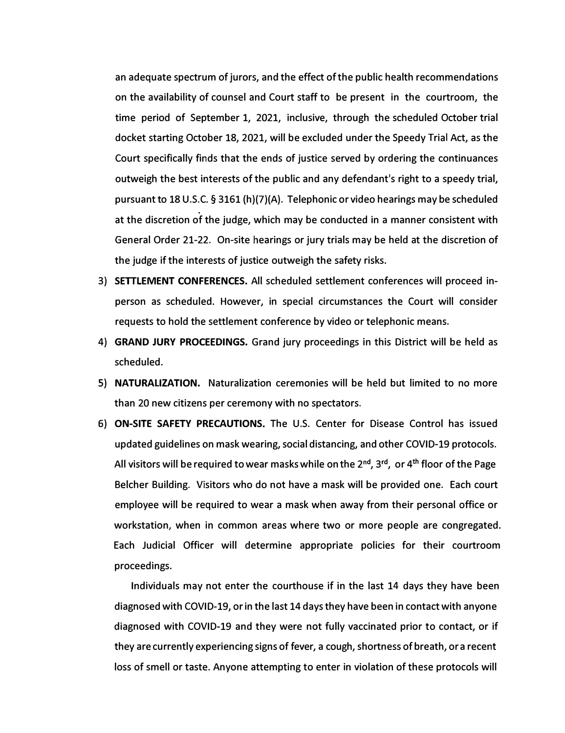an adequate spectrum of jurors, and the effect of the public health recommendations on the availability of counsel and Court staff to be present in the courtroom, the time period of September 1, 2021, inclusive, through the scheduled October trial docket starting October 18, 2021, will be excluded under the Speedy Trial Act, as the Court specifically finds that the ends of justice served by ordering the continuances outweigh the best interests of the public and any defendant's right to a speedy trial, pursuant to 18 U.S.C. § 3161 (h)(7)(A). Telephonic or video hearings may be scheduled at the discretion of the judge, which may be conducted in a manner consistent with General Order 21-22. On-site hearings or jury trials may be held at the discretion of the judge if the interests of justice outweigh the safety risks.

3) **SETTLEMENT CONFERENCES.** All scheduled settlement conferences will proceed in-person as scheduled. However, in special circumstances the Court will consider requests to hold the settlement conference by video or telephonic means.

4) **GRAND JURY PROCEEDINGS.** Grand jury proceedings in this District will be held as scheduled.

5) **NATURALIZATION.** Naturalization ceremonies will be held but limited to no more than 20 new citizens per ceremony with no spectators.

6) **ON-SITE SAFETY PRECAUTIONS.** The U.S. Center for Disease Control has issued updated guidelines on mask wearing, social distancing, and other COVID-19 protocols. All visitors will be required to wear masks while on the 2nd, 3rd, or 4th floor of the Page Belcher Building. Visitors who do not have a mask will be provided one. Each court employee will be required to wear a mask when away from their personal office or workstation, when in common areas where two or more people are congregated. Each Judicial Officer will determine appropriate policies for their courtroom proceedings.

   Individuals may not enter the courthouse if in the last 14 days they have been diagnosed with COVID-19, or in the last 14 days they have been in contact with anyone diagnosed with COVID-19 and they were not fully vaccinated prior to contact, or if they are currently experiencing signs of fever, a cough, shortness of breath, or a recent loss of smell or taste. Anyone attempting to enter in violation of these protocols will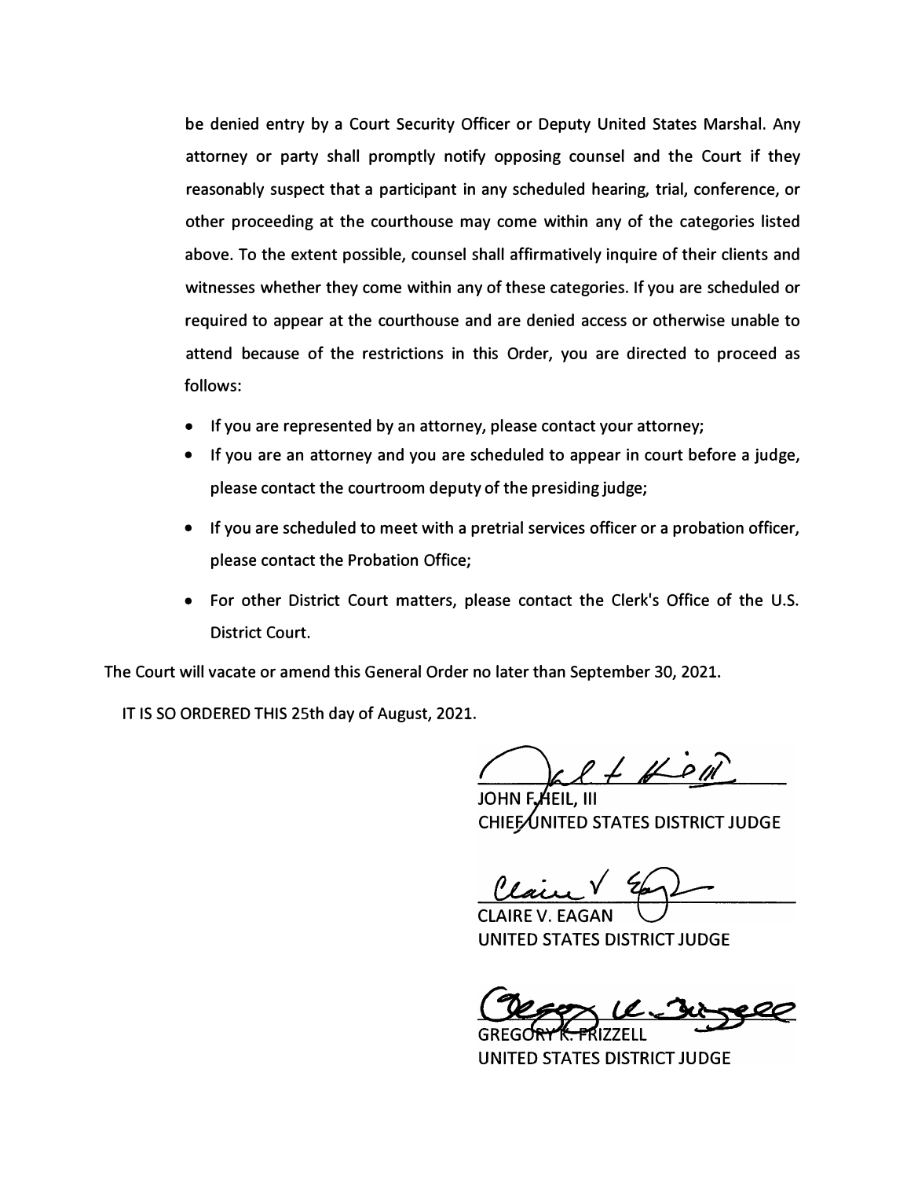be denied entry by a Court Security Officer or Deputy United States Marshal. Any attorney or party shall promptly notify opposing counsel and the Court if they reasonably suspect that a participant in any scheduled hearing, trial, conference, or other proceeding at the courthouse may come within any of the categories listed above. To the extent possible, counsel shall affirmatively inquire of their clients and witnesses whether they come within any of these categories. If you are scheduled or required to appear at the courthouse and are denied access or otherwise unable to attend because of the restrictions in this Order, you are directed to proceed as follows:

- If you are represented by an attorney, please contact your attorney;
- If you are an attorney and you are scheduled to appear in court before a judge, please contact the courtroom deputy of the presiding judge;
- If you are scheduled to meet with a pretrial services officer or a probation officer, please contact the Probation Office;
- For other District Court matters, please contact the Clerk's Office of the U.S. District Court.

The Court will vacate or amend this General Order no later than September 30, 2021.

IT IS SO ORDERED THIS 25th day of August, 2021.

JOHN F. HEIL, III
CHIEF UNITED STATES DISTRICT JUDGE

CLAIRE V. EAGAN
UNITED STATES DISTRICT JUDGE

GREGORY K. FRIZZELL
UNITED STATES DISTRICT JUDGE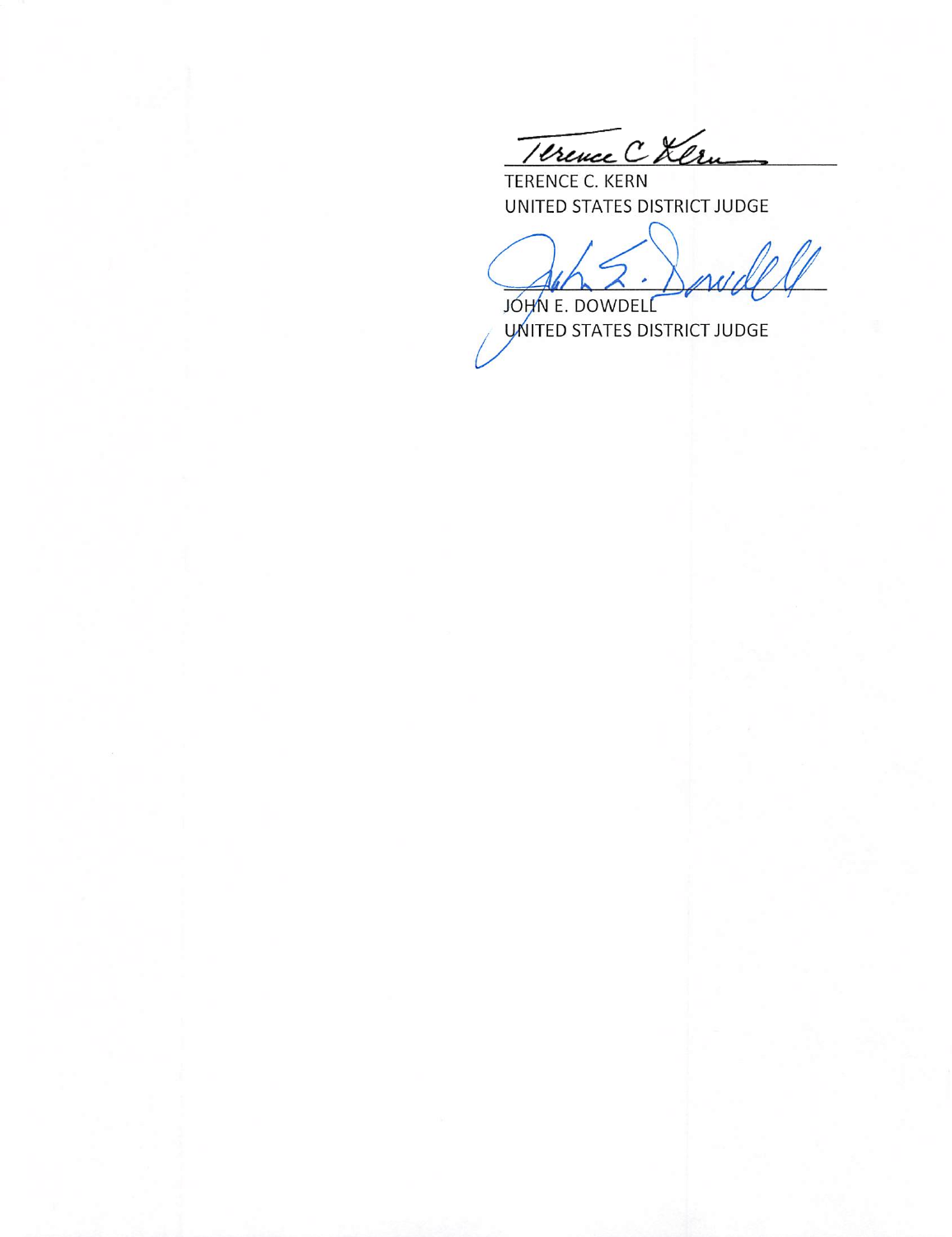TERENCE C. KERN
UNITED STATES DISTRICT JUDGE

JOHN E. DOWDELL
UNITED STATES DISTRICT JUDGE